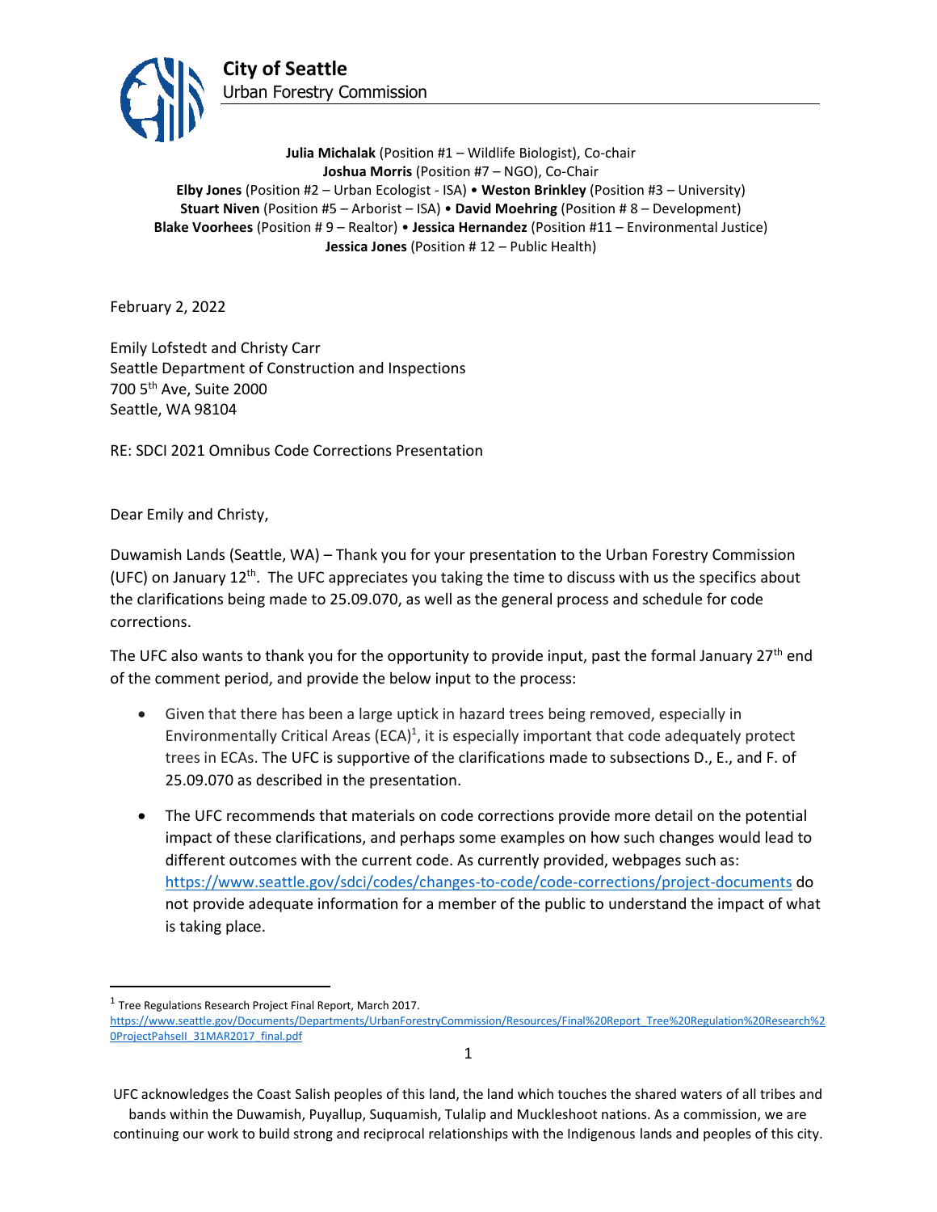**City of Seattle**
Urban Forestry Commission

**Julia Michalak** (Position #1 – Wildlife Biologist), Co-chair
**Joshua Morris** (Position #7 – NGO), Co-Chair
**Elby Jones** (Position #2 – Urban Ecologist - ISA) • **Weston Brinkley** (Position #3 – University)
**Stuart Niven** (Position #5 – Arborist – ISA) • **David Moehring** (Position # 8 – Development)
**Blake Voorhees** (Position # 9 – Realtor) • **Jessica Hernandez** (Position #11 – Environmental Justice)
**Jessica Jones** (Position # 12 – Public Health)

February 2, 2022

Emily Lofstedt and Christy Carr
Seattle Department of Construction and Inspections
700 5th Ave, Suite 2000
Seattle, WA 98104

RE: SDCI 2021 Omnibus Code Corrections Presentation

Dear Emily and Christy,

Duwamish Lands (Seattle, WA) – Thank you for your presentation to the Urban Forestry Commission (UFC) on January 12th. The UFC appreciates you taking the time to discuss with us the specifics about the clarifications being made to 25.09.070, as well as the general process and schedule for code corrections.

The UFC also wants to thank you for the opportunity to provide input, past the formal January 27th end of the comment period, and provide the below input to the process:

- Given that there has been a large uptick in hazard trees being removed, especially in Environmentally Critical Areas (ECA)[1], it is especially important that code adequately protect trees in ECAs. The UFC is supportive of the clarifications made to subsections D., E., and F. of 25.09.070 as described in the presentation.
- The UFC recommends that materials on code corrections provide more detail on the potential impact of these clarifications, and perhaps some examples on how such changes would lead to different outcomes with the current code. As currently provided, webpages such as: https://www.seattle.gov/sdci/codes/changes-to-code/code-corrections/project-documents do not provide adequate information for a member of the public to understand the impact of what is taking place.

---

[1] Tree Regulations Research Project Final Report, March 2017. https://www.seattle.gov/Documents/Departments/UrbanForestryCommission/Resources/Final%20Report_Tree%20Regulation%20Research%20ProjectPahseII_31MAR2017_final.pdf

UFC acknowledges the Coast Salish peoples of this land, the land which touches the shared waters of all tribes and bands within the Duwamish, Puyallup, Suquamish, Tulalip and Muckleshoot nations. As a commission, we are continuing our work to build strong and reciprocal relationships with the Indigenous lands and peoples of this city.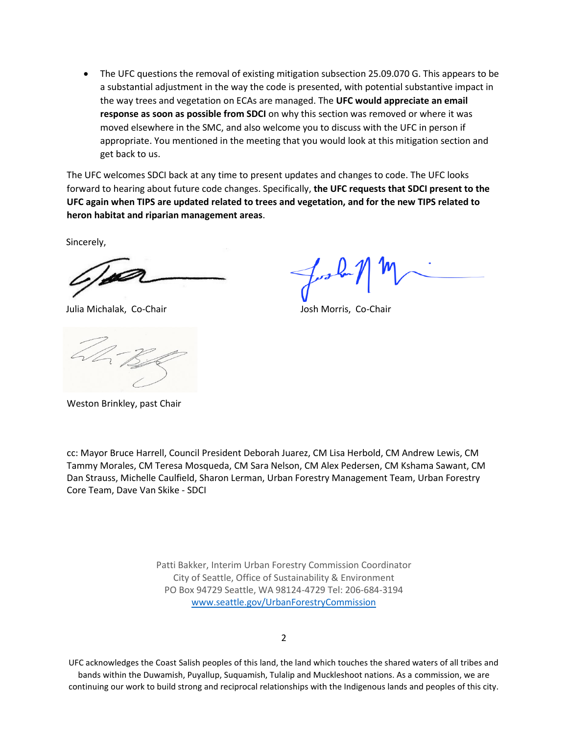- The UFC questions the removal of existing mitigation subsection 25.09.070 G. This appears to be a substantial adjustment in the way the code is presented, with potential substantive impact in the way trees and vegetation on ECAs are managed. The **UFC would appreciate an email response as soon as possible from SDCI** on why this section was removed or where it was moved elsewhere in the SMC, and also welcome you to discuss with the UFC in person if appropriate. You mentioned in the meeting that you would look at this mitigation section and get back to us.

The UFC welcomes SDCI back at any time to present updates and changes to code. The UFC looks forward to hearing about future code changes. Specifically, **the UFC requests that SDCI present to the UFC again when TIPS are updated related to trees and vegetation, and for the new TIPS related to heron habitat and riparian management areas**.

Sincerely,

Julia Michalak, Co-Chair

Josh Morris, Co-Chair

Weston Brinkley, past Chair

cc: Mayor Bruce Harrell, Council President Deborah Juarez, CM Lisa Herbold, CM Andrew Lewis, CM Tammy Morales, CM Teresa Mosqueda, CM Sara Nelson, CM Alex Pedersen, CM Kshama Sawant, CM Dan Strauss, Michelle Caulfield, Sharon Lerman, Urban Forestry Management Team, Urban Forestry Core Team, Dave Van Skike - SDCI

Patti Bakker, Interim Urban Forestry Commission Coordinator
City of Seattle, Office of Sustainability & Environment
PO Box 94729 Seattle, WA 98124-4729 Tel: 206-684-3194
www.seattle.gov/UrbanForestryCommission

UFC acknowledges the Coast Salish peoples of this land, the land which touches the shared waters of all tribes and bands within the Duwamish, Puyallup, Suquamish, Tulalip and Muckleshoot nations. As a commission, we are continuing our work to build strong and reciprocal relationships with the Indigenous lands and peoples of this city.